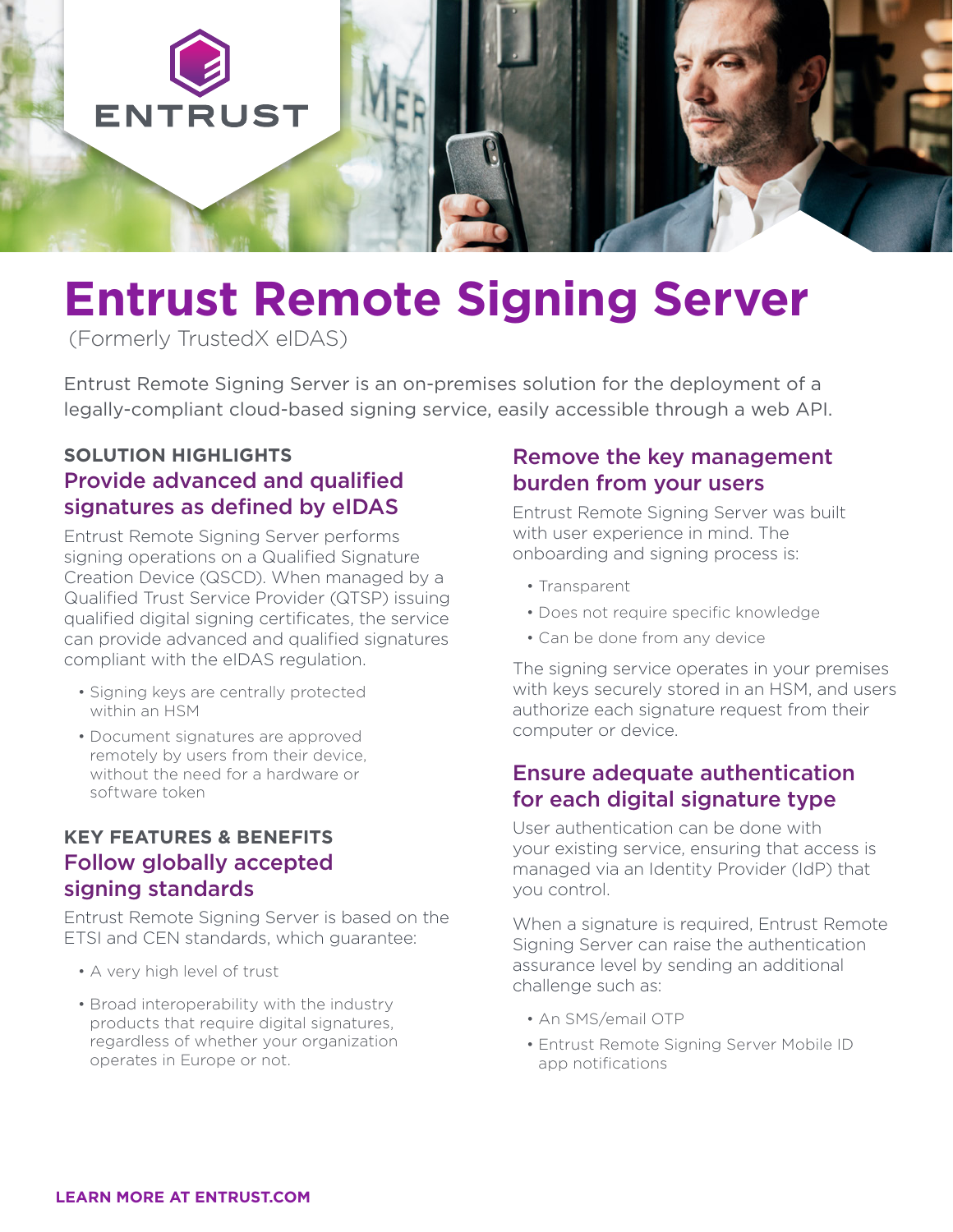# Entrust Remote Signing Server

(Formerly TrustedX eIDAS)

Entrust Remote Signing Server is an on-premises solution for the deployment of a legally-compliant cloud-based signing service, easily accessible through a web API.

**SOLUTION HIGHLIGHTS**

## Provide advanced and qualified signatures as defined by eIDAS

Entrust Remote Signing Server performs signing operations on a Qualified Signature Creation Device (QSCD). When managed by a Qualified Trust Service Provider (QTSP) issuing qualified digital signing certificates, the service can provide advanced and qualified signatures compliant with the eIDAS regulation.

- Signing keys are centrally protected within an HSM
- Document signatures are approved remotely by users from their device, without the need for a hardware or software token

**KEY FEATURES & BENEFITS**

## Follow globally accepted signing standards

Entrust Remote Signing Server is based on the ETSI and CEN standards, which guarantee:

- A very high level of trust
- Broad interoperability with the industry products that require digital signatures, regardless of whether your organization operates in Europe or not.

## Remove the key management burden from your users

Entrust Remote Signing Server was built with user experience in mind. The onboarding and signing process is:

- Transparent
- Does not require specific knowledge
- Can be done from any device

The signing service operates in your premises with keys securely stored in an HSM, and users authorize each signature request from their computer or device.

## Ensure adequate authentication for each digital signature type

User authentication can be done with your existing service, ensuring that access is managed via an Identity Provider (IdP) that you control.

When a signature is required, Entrust Remote Signing Server can raise the authentication assurance level by sending an additional challenge such as:

- An SMS/email OTP
- Entrust Remote Signing Server Mobile ID app notifications

**LEARN MORE AT ENTRUST.COM**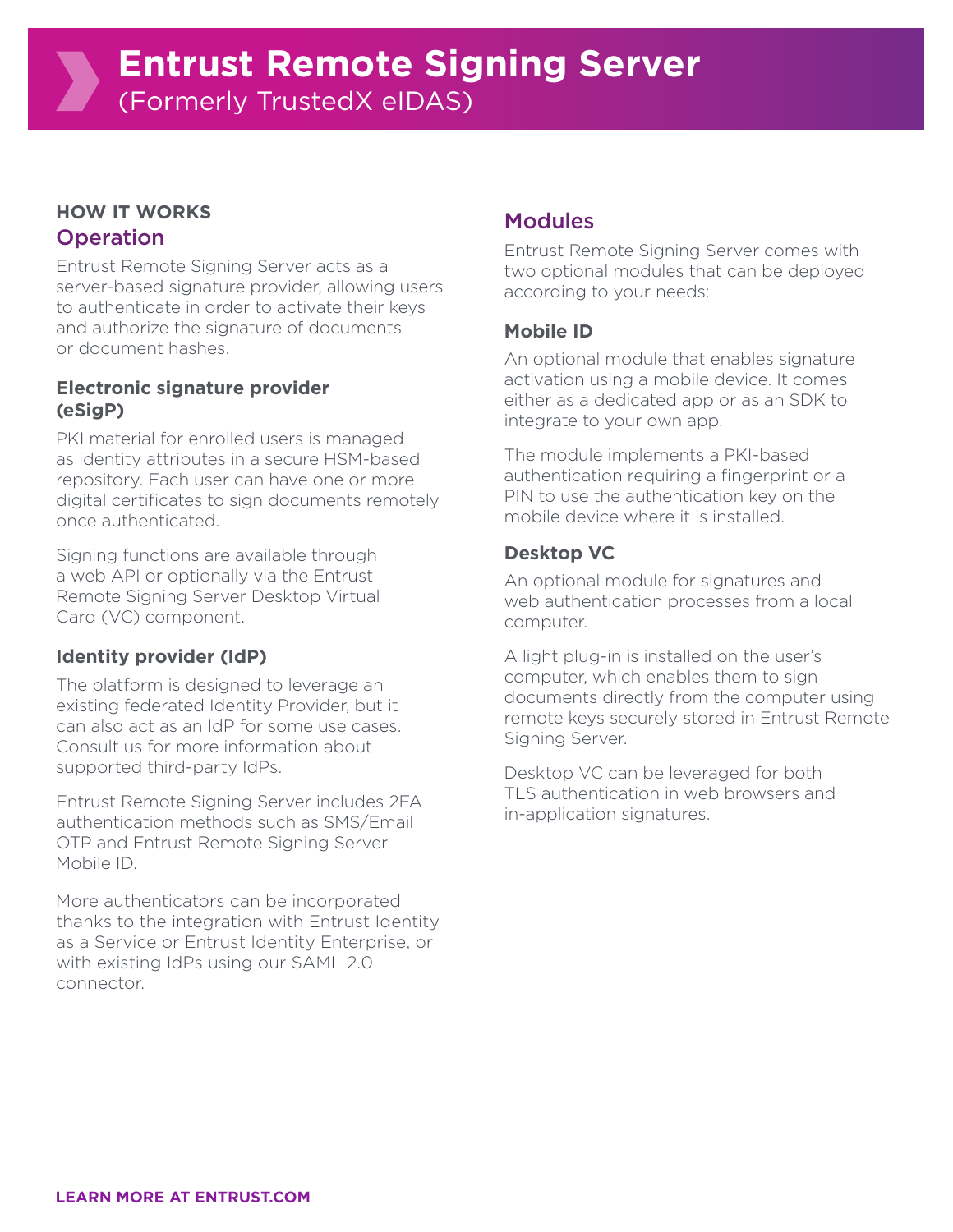# Entrust Remote Signing Server
(Formerly TrustedX eIDAS)

**HOW IT WORKS**

## Operation

Entrust Remote Signing Server acts as a server-based signature provider, allowing users to authenticate in order to activate their keys and authorize the signature of documents or document hashes.

### Electronic signature provider (eSigP)

PKI material for enrolled users is managed as identity attributes in a secure HSM-based repository. Each user can have one or more digital certificates to sign documents remotely once authenticated.

Signing functions are available through a web API or optionally via the Entrust Remote Signing Server Desktop Virtual Card (VC) component.

### Identity provider (IdP)

The platform is designed to leverage an existing federated Identity Provider, but it can also act as an IdP for some use cases. Consult us for more information about supported third-party IdPs.

Entrust Remote Signing Server includes 2FA authentication methods such as SMS/Email OTP and Entrust Remote Signing Server Mobile ID.

More authenticators can be incorporated thanks to the integration with Entrust Identity as a Service or Entrust Identity Enterprise, or with existing IdPs using our SAML 2.0 connector.

## Modules

Entrust Remote Signing Server comes with two optional modules that can be deployed according to your needs:

### Mobile ID

An optional module that enables signature activation using a mobile device. It comes either as a dedicated app or as an SDK to integrate to your own app.

The module implements a PKI-based authentication requiring a fingerprint or a PIN to use the authentication key on the mobile device where it is installed.

### Desktop VC

An optional module for signatures and web authentication processes from a local computer.

A light plug-in is installed on the user's computer, which enables them to sign documents directly from the computer using remote keys securely stored in Entrust Remote Signing Server.

Desktop VC can be leveraged for both TLS authentication in web browsers and in-application signatures.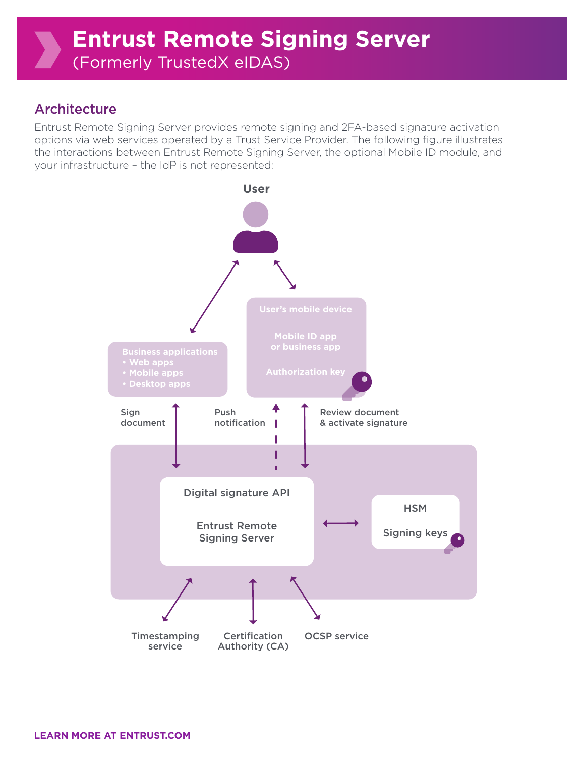# Entrust Remote Signing Server

(Formerly TrustedX eIDAS)

## Architecture

Entrust Remote Signing Server provides remote signing and 2FA-based signature activation options via web services operated by a Trust Service Provider. The following figure illustrates the interactions between Entrust Remote Signing Server, the optional Mobile ID module, and your infrastructure – the IdP is not represented:

User

User's mobile device

Mobile ID app or business app

Authorization key

Business applications
- Web apps
- Mobile apps
- Desktop apps

Sign document

Push notification

Review document & activate signature

Digital signature API

Entrust Remote Signing Server

HSM

Signing keys

Timestamping service

Certification Authority (CA)

OCSP service

**LEARN MORE AT ENTRUST.COM**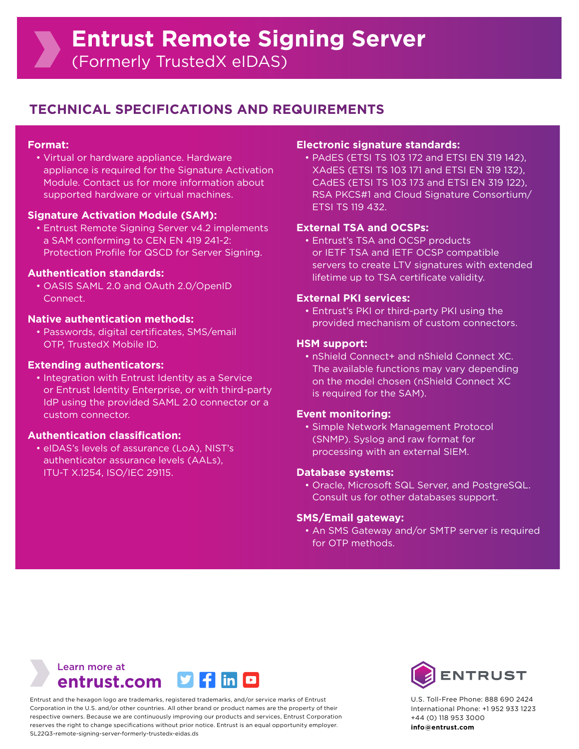# Entrust Remote Signing Server

(Formerly TrustedX eIDAS)

## TECHNICAL SPECIFICATIONS AND REQUIREMENTS

**Format:**

- Virtual or hardware appliance. Hardware appliance is required for the Signature Activation Module. Contact us for more information about supported hardware or virtual machines.

**Signature Activation Module (SAM):**

- Entrust Remote Signing Server v4.2 implements a SAM conforming to CEN EN 419 241-2: Protection Profile for QSCD for Server Signing.

**Authentication standards:**

- OASIS SAML 2.0 and OAuth 2.0/OpenID Connect.

**Native authentication methods:**

- Passwords, digital certificates, SMS/email OTP, TrustedX Mobile ID.

**Extending authenticators:**

- Integration with Entrust Identity as a Service or Entrust Identity Enterprise, or with third-party IdP using the provided SAML 2.0 connector or a custom connector.

**Authentication classification:**

- eIDAS's levels of assurance (LoA), NIST's authenticator assurance levels (AALs), ITU-T X.1254, ISO/IEC 29115.

**Electronic signature standards:**

- PAdES (ETSI TS 103 172 and ETSI EN 319 142), XAdES (ETSI TS 103 171 and ETSI EN 319 132), CAdES (ETSI TS 103 173 and ETSI EN 319 122), RSA PKCS#1 and Cloud Signature Consortium/ ETSI TS 119 432.

**External TSA and OCSPs:**

- Entrust's TSA and OCSP products or IETF TSA and IETF OCSP compatible servers to create LTV signatures with extended lifetime up to TSA certificate validity.

**External PKI services:**

- Entrust's PKI or third-party PKI using the provided mechanism of custom connectors.

**HSM support:**

- nShield Connect+ and nShield Connect XC. The available functions may vary depending on the model chosen (nShield Connect XC is required for the SAM).

**Event monitoring:**

- Simple Network Management Protocol (SNMP). Syslog and raw format for processing with an external SIEM.

**Database systems:**

- Oracle, Microsoft SQL Server, and PostgreSQL. Consult us for other databases support.

**SMS/Email gateway:**

- An SMS Gateway and/or SMTP server is required for OTP methods.

Learn more at
**entrust.com**

Entrust and the hexagon logo are trademarks, registered trademarks, and/or service marks of Entrust Corporation in the U.S. and/or other countries. All other brand or product names are the property of their respective owners. Because we are continuously improving our products and services, Entrust Corporation reserves the right to change specifications without prior notice. Entrust is an equal opportunity employer.
SL22Q3-remote-signing-server-formerly-trustedx-eidas.ds

ENTRUST

U.S. Toll-Free Phone: 888 690 2424
International Phone: +1 952 933 1223
+44 (0) 118 953 3000
**info@entrust.com**